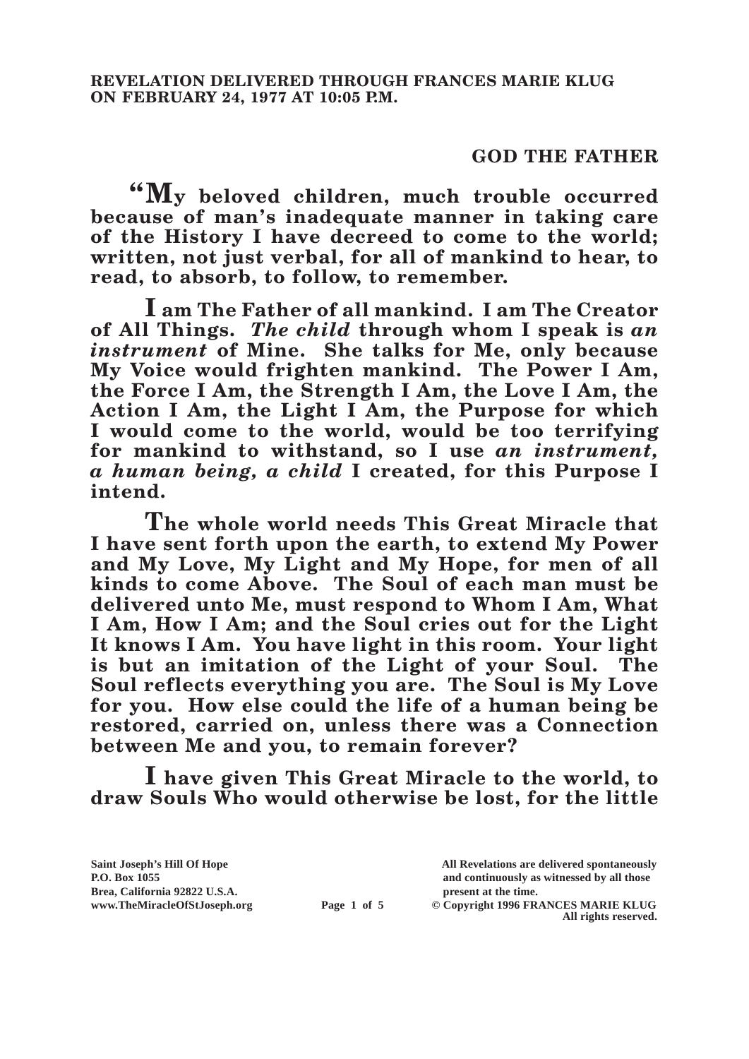**REVELATION DELIVERED THROUGH FRANCES MARIE KLUG ON FEBRUARY 24, 1977 AT 10:05 P.M.**

**GOD THE FATHER**

**"My beloved children, much trouble occurred because of man's inadequate manner in taking care of the History I have decreed to come to the world; written, not just verbal, for all of mankind to hear, to read, to absorb, to follow, to remember.**

**I am The Father of all mankind. I am The Creator of All Things. *The child* through whom I speak is *an instrument* of Mine. She talks for Me, only because My Voice would frighten mankind. The Power I Am, the Force I Am, the Strength I Am, the Love I Am, the Action I Am, the Light I Am, the Purpose for which I would come to the world, would be too terrifying for mankind to withstand, so I use *an instrument, a human being, a child* I created, for this Purpose I intend.**

**The whole world needs This Great Miracle that I have sent forth upon the earth, to extend My Power and My Love, My Light and My Hope, for men of all kinds to come Above. The Soul of each man must be delivered unto Me, must respond to Whom I Am, What I Am, How I Am; and the Soul cries out for the Light It knows I Am. You have light in this room. Your light is but an imitation of the Light of your Soul. The Soul reflects everything you are. The Soul is My Love for you. How else could the life of a human being be restored, carried on, unless there was a Connection between Me and you, to remain forever?**

**I have given This Great Miracle to the world, to draw Souls Who would otherwise be lost, for the little**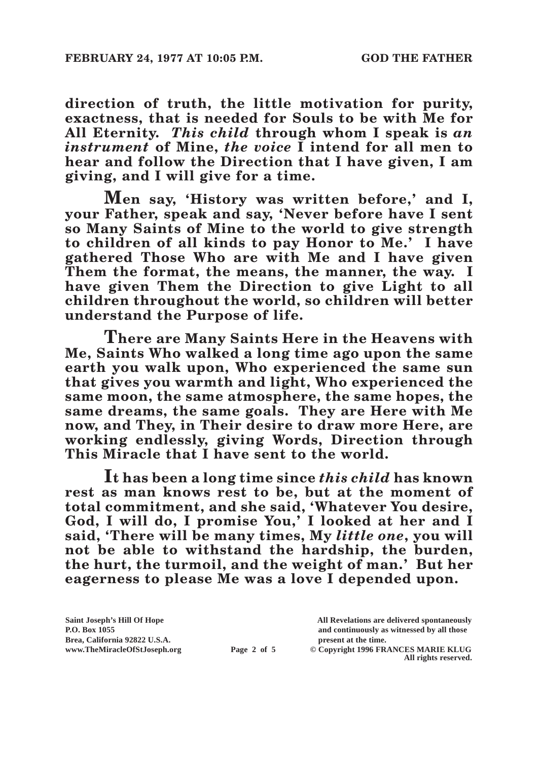**direction of truth, the little motivation for purity, exactness, that is needed for Souls to be with Me for All Eternity. *This child* through whom I speak is *an instrument* of Mine, *the voice* I intend for all men to hear and follow the Direction that I have given, I am giving, and I will give for a time.**

**Men say, 'History was written before,' and I, your Father, speak and say, 'Never before have I sent so Many Saints of Mine to the world to give strength to children of all kinds to pay Honor to Me.' I have gathered Those Who are with Me and I have given Them the format, the means, the manner, the way. I have given Them the Direction to give Light to all children throughout the world, so children will better understand the Purpose of life.**

**There are Many Saints Here in the Heavens with Me, Saints Who walked a long time ago upon the same earth you walk upon, Who experienced the same sun that gives you warmth and light, Who experienced the same moon, the same atmosphere, the same hopes, the same dreams, the same goals. They are Here with Me now, and They, in Their desire to draw more Here, are working endlessly, giving Words, Direction through This Miracle that I have sent to the world.**

**It has been a long time since *this child* has known rest as man knows rest to be, but at the moment of total commitment, and she said, 'Whatever You desire, God, I will do, I promise You,' I looked at her and I said, 'There will be many times, My *little one*, you will not be able to withstand the hardship, the burden, the hurt, the turmoil, and the weight of man.' But her eagerness to please Me was a love I depended upon.**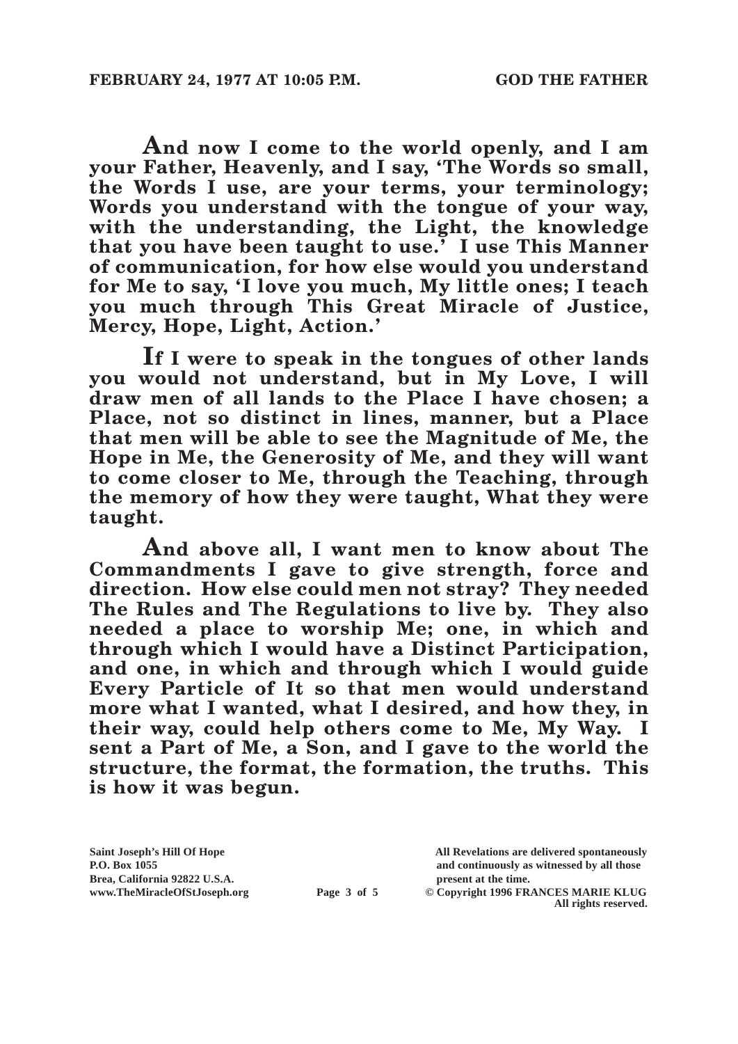**And now I come to the world openly, and I am your Father, Heavenly, and I say, 'The Words so small, the Words I use, are your terms, your terminology; Words you understand with the tongue of your way, with the understanding, the Light, the knowledge that you have been taught to use.' I use This Manner of communication, for how else would you understand for Me to say, 'I love you much, My little ones; I teach you much through This Great Miracle of Justice, Mercy, Hope, Light, Action.'**

**If I were to speak in the tongues of other lands you would not understand, but in My Love, I will draw men of all lands to the Place I have chosen; a Place, not so distinct in lines, manner, but a Place that men will be able to see the Magnitude of Me, the Hope in Me, the Generosity of Me, and they will want to come closer to Me, through the Teaching, through the memory of how they were taught, What they were taught.**

**And above all, I want men to know about The Commandments I gave to give strength, force and direction. How else could men not stray? They needed The Rules and The Regulations to live by. They also needed a place to worship Me; one, in which and through which I would have a Distinct Participation, and one, in which and through which I would guide Every Particle of It so that men would understand more what I wanted, what I desired, and how they, in their way, could help others come to Me, My Way. I sent a Part of Me, a Son, and I gave to the world the structure, the format, the formation, the truths. This is how it was begun.**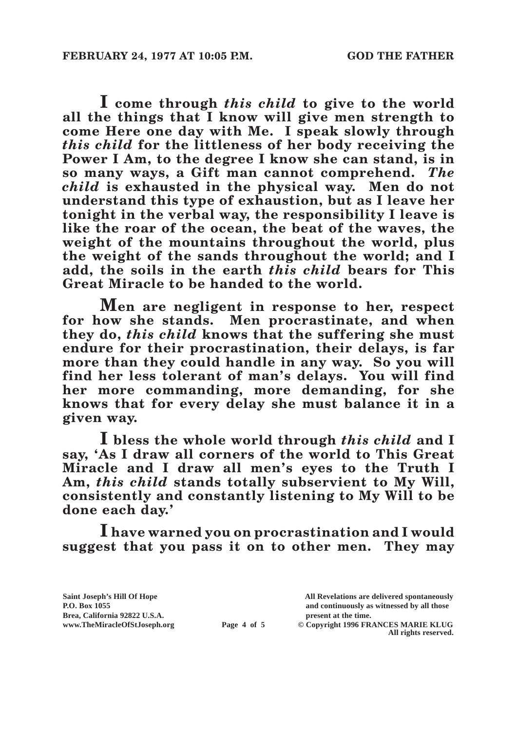**I come through *this child* to give to the world all the things that I know will give men strength to come Here one day with Me. I speak slowly through *this child* for the littleness of her body receiving the Power I Am, to the degree I know she can stand, is in so many ways, a Gift man cannot comprehend. *The child* is exhausted in the physical way. Men do not understand this type of exhaustion, but as I leave her tonight in the verbal way, the responsibility I leave is like the roar of the ocean, the beat of the waves, the weight of the mountains throughout the world, plus the weight of the sands throughout the world; and I add, the soils in the earth *this child* bears for This Great Miracle to be handed to the world.**

**Men are negligent in response to her, respect for how she stands. Men procrastinate, and when they do, *this child* knows that the suffering she must endure for their procrastination, their delays, is far more than they could handle in any way. So you will find her less tolerant of man's delays. You will find her more commanding, more demanding, for she knows that for every delay she must balance it in a given way.**

**I bless the whole world through *this child* and I say, 'As I draw all corners of the world to This Great Miracle and I draw all men's eyes to the Truth I Am, *this child* stands totally subservient to My Will, consistently and constantly listening to My Will to be done each day.'**

**I have warned you on procrastination and I would suggest that you pass it on to other men. They may**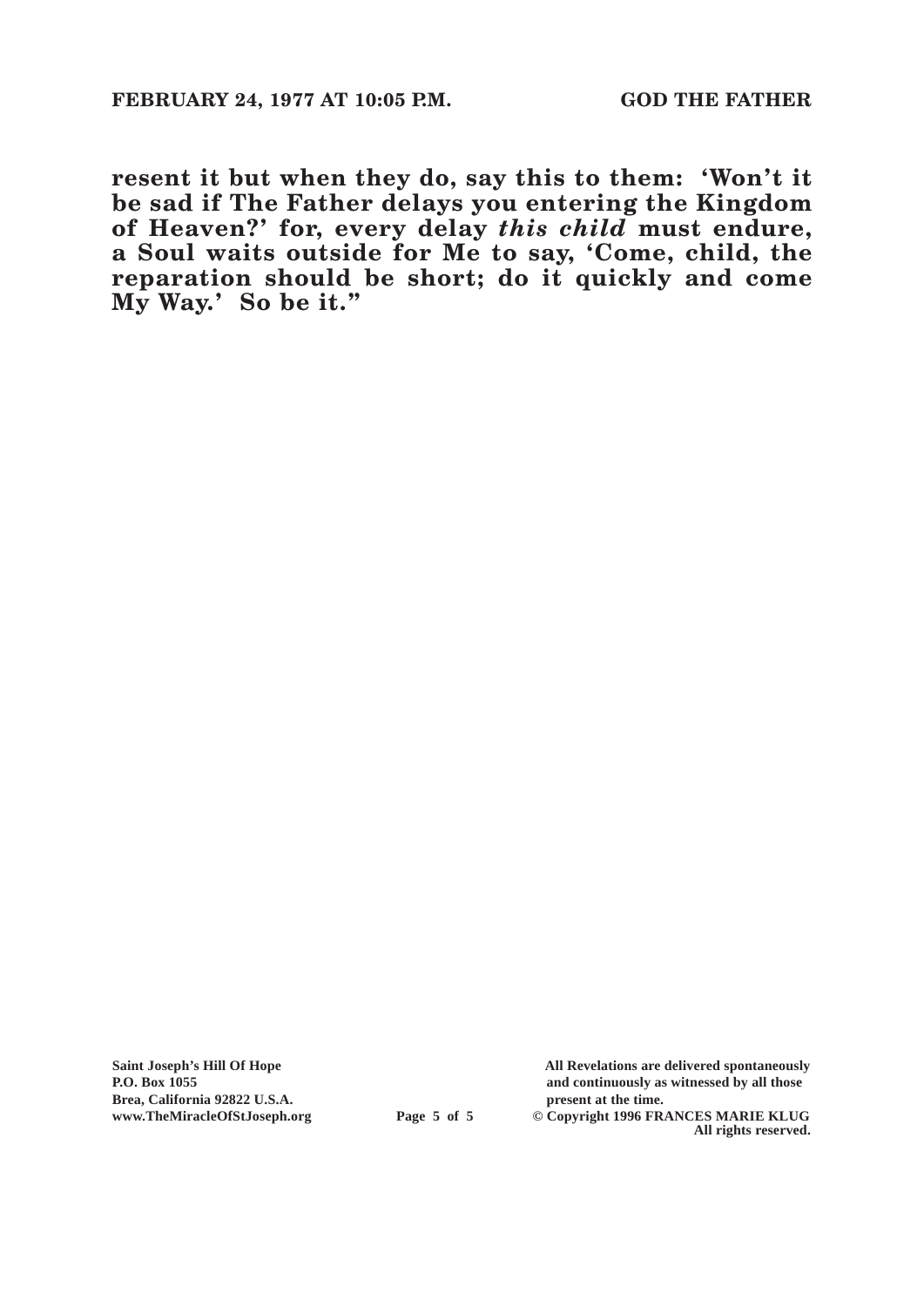**resent it but when they do, say this to them: 'Won't it be sad if The Father delays you entering the Kingdom of Heaven?' for, every delay *this child* must endure, a Soul waits outside for Me to say, 'Come, child, the reparation should be short; do it quickly and come My Way.' So be it."**